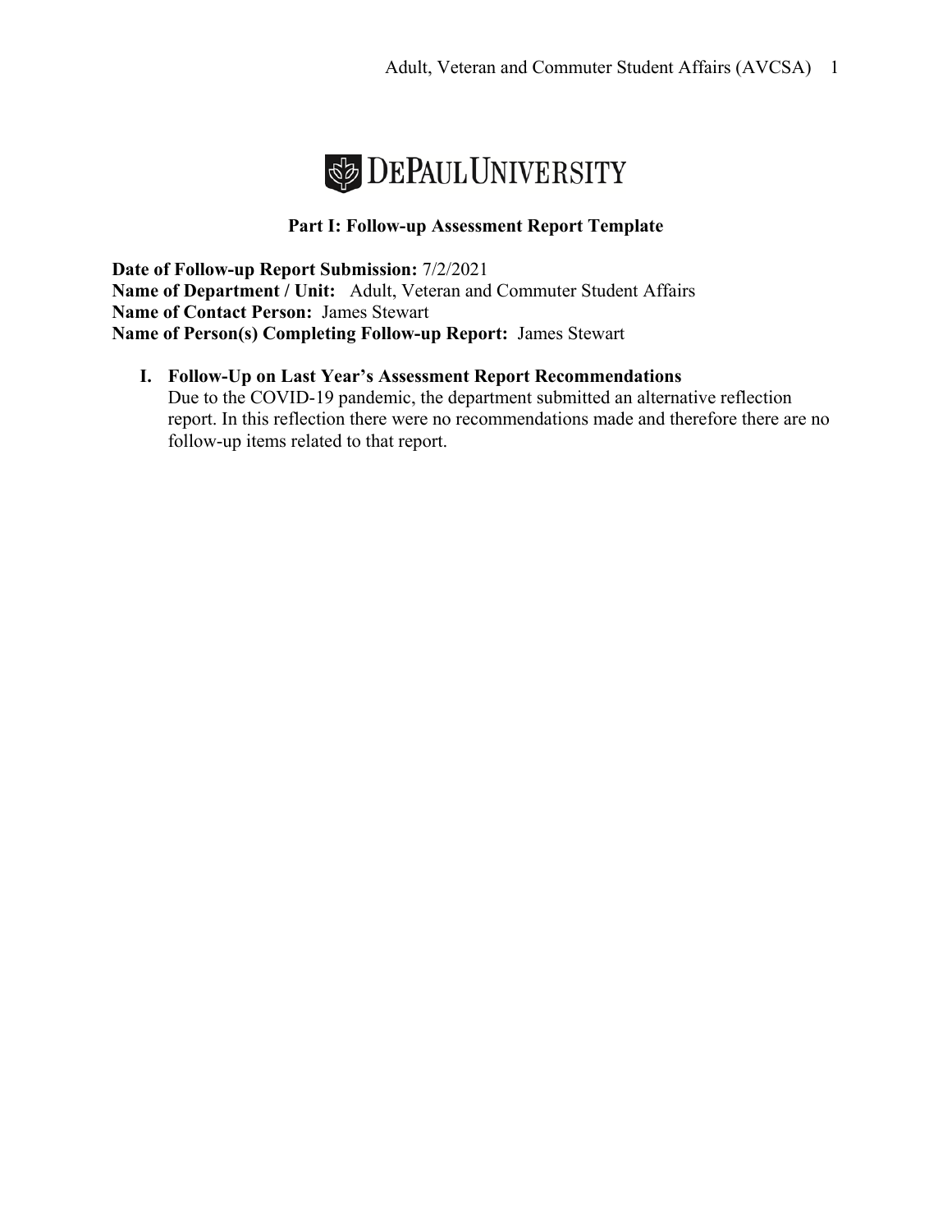DePaul University

## Part I: Follow-up Assessment Report Template

**Date of Follow-up Report Submission:** 7/2/2021
**Name of Department / Unit:** Adult, Veteran and Commuter Student Affairs
**Name of Contact Person:** James Stewart
**Name of Person(s) Completing Follow-up Report:** James Stewart

### I. Follow-Up on Last Year's Assessment Report Recommendations

Due to the COVID-19 pandemic, the department submitted an alternative reflection report. In this reflection there were no recommendations made and therefore there are no follow-up items related to that report.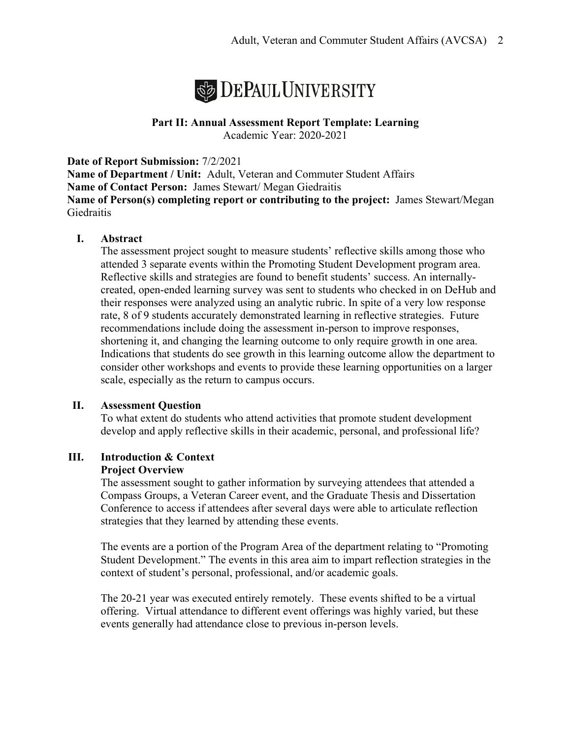# DePaul University

**Part II: Annual Assessment Report Template: Learning**
Academic Year: 2020-2021

**Date of Report Submission:** 7/2/2021
**Name of Department / Unit:** Adult, Veteran and Commuter Student Affairs
**Name of Contact Person:** James Stewart/ Megan Giedraitis
**Name of Person(s) completing report or contributing to the project:** James Stewart/Megan Giedraitis

## I. Abstract

The assessment project sought to measure students' reflective skills among those who attended 3 separate events within the Promoting Student Development program area. Reflective skills and strategies are found to benefit students' success. An internally-created, open-ended learning survey was sent to students who checked in on DeHub and their responses were analyzed using an analytic rubric. In spite of a very low response rate, 8 of 9 students accurately demonstrated learning in reflective strategies. Future recommendations include doing the assessment in-person to improve responses, shortening it, and changing the learning outcome to only require growth in one area. Indications that students do see growth in this learning outcome allow the department to consider other workshops and events to provide these learning opportunities on a larger scale, especially as the return to campus occurs.

## II. Assessment Question

To what extent do students who attend activities that promote student development develop and apply reflective skills in their academic, personal, and professional life?

## III. Introduction & Context

### Project Overview

The assessment sought to gather information by surveying attendees that attended a Compass Groups, a Veteran Career event, and the Graduate Thesis and Dissertation Conference to access if attendees after several days were able to articulate reflection strategies that they learned by attending these events.

The events are a portion of the Program Area of the department relating to "Promoting Student Development." The events in this area aim to impart reflection strategies in the context of student's personal, professional, and/or academic goals.

The 20-21 year was executed entirely remotely. These events shifted to be a virtual offering. Virtual attendance to different event offerings was highly varied, but these events generally had attendance close to previous in-person levels.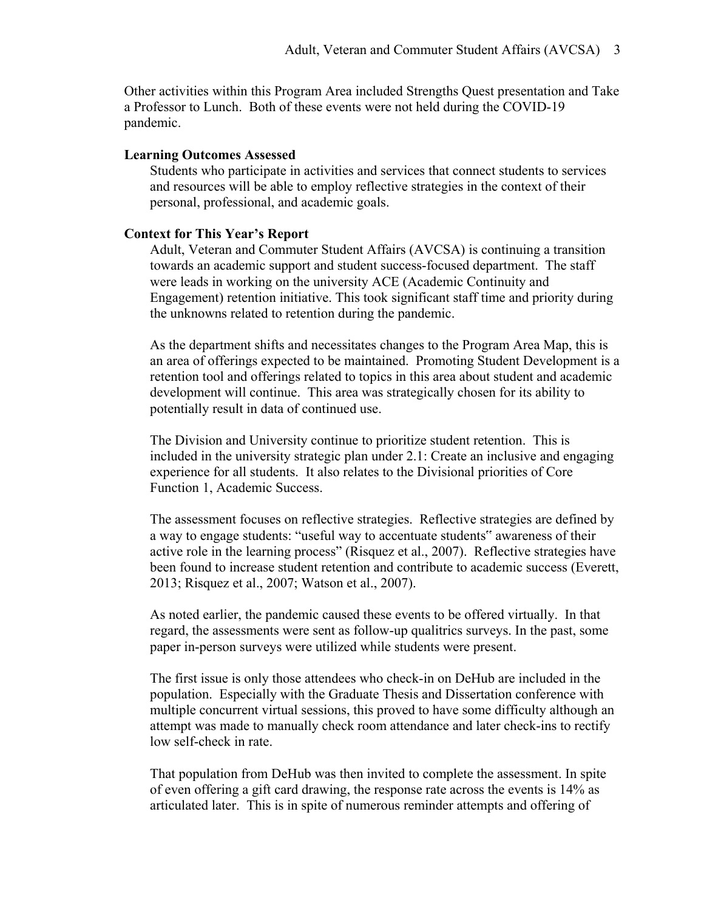Other activities within this Program Area included Strengths Quest presentation and Take a Professor to Lunch. Both of these events were not held during the COVID-19 pandemic.

### Learning Outcomes Assessed

Students who participate in activities and services that connect students to services and resources will be able to employ reflective strategies in the context of their personal, professional, and academic goals.

### Context for This Year's Report

Adult, Veteran and Commuter Student Affairs (AVCSA) is continuing a transition towards an academic support and student success-focused department. The staff were leads in working on the university ACE (Academic Continuity and Engagement) retention initiative. This took significant staff time and priority during the unknowns related to retention during the pandemic.

As the department shifts and necessitates changes to the Program Area Map, this is an area of offerings expected to be maintained. Promoting Student Development is a retention tool and offerings related to topics in this area about student and academic development will continue. This area was strategically chosen for its ability to potentially result in data of continued use.

The Division and University continue to prioritize student retention. This is included in the university strategic plan under 2.1: Create an inclusive and engaging experience for all students. It also relates to the Divisional priorities of Core Function 1, Academic Success.

The assessment focuses on reflective strategies. Reflective strategies are defined by a way to engage students: "useful way to accentuate students" awareness of their active role in the learning process" (Risquez et al., 2007). Reflective strategies have been found to increase student retention and contribute to academic success (Everett, 2013; Risquez et al., 2007; Watson et al., 2007).

As noted earlier, the pandemic caused these events to be offered virtually. In that regard, the assessments were sent as follow-up qualitrics surveys. In the past, some paper in-person surveys were utilized while students were present.

The first issue is only those attendees who check-in on DeHub are included in the population. Especially with the Graduate Thesis and Dissertation conference with multiple concurrent virtual sessions, this proved to have some difficulty although an attempt was made to manually check room attendance and later check-ins to rectify low self-check in rate.

That population from DeHub was then invited to complete the assessment. In spite of even offering a gift card drawing, the response rate across the events is 14% as articulated later. This is in spite of numerous reminder attempts and offering of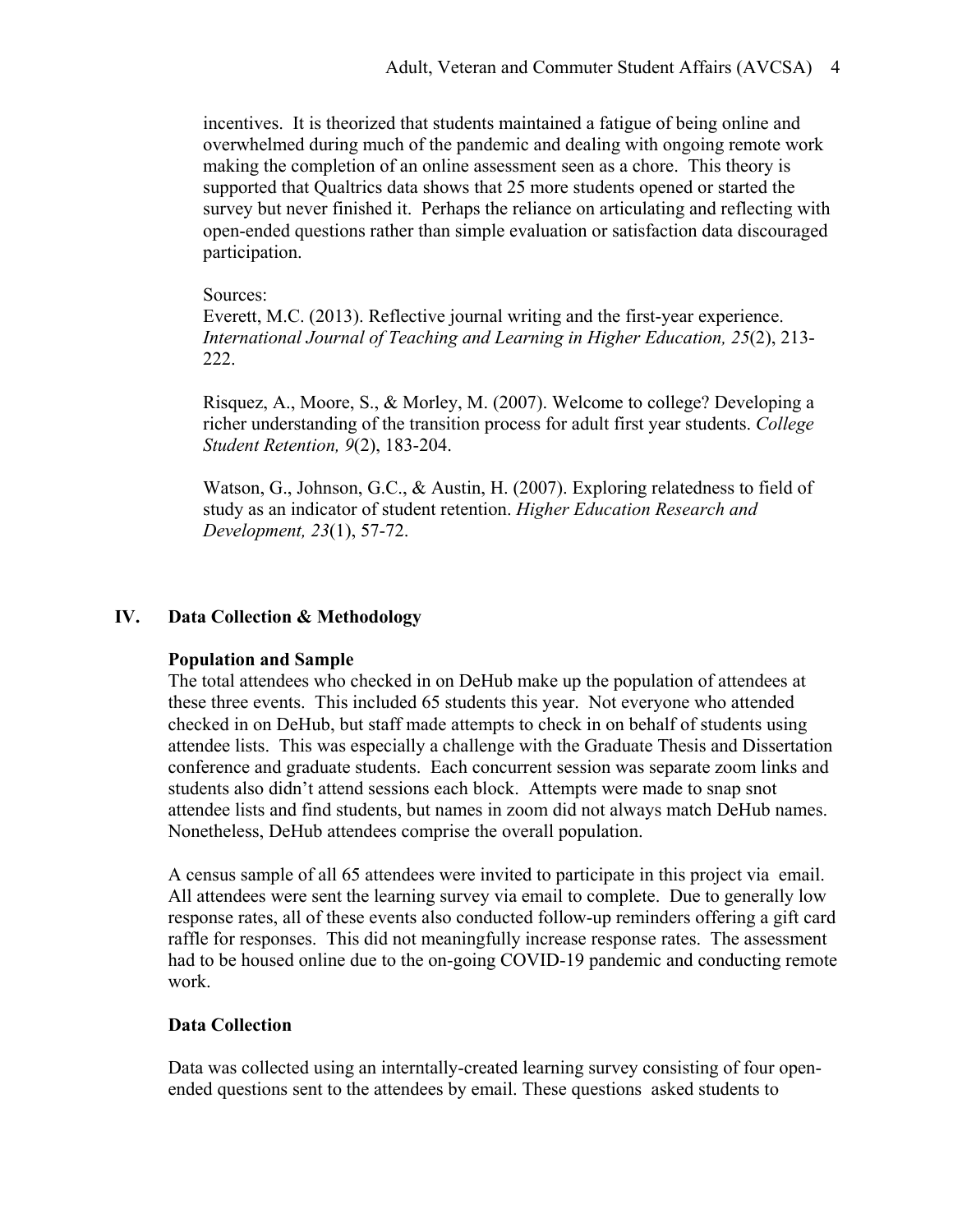incentives. It is theorized that students maintained a fatigue of being online and overwhelmed during much of the pandemic and dealing with ongoing remote work making the completion of an online assessment seen as a chore. This theory is supported that Qualtrics data shows that 25 more students opened or started the survey but never finished it. Perhaps the reliance on articulating and reflecting with open-ended questions rather than simple evaluation or satisfaction data discouraged participation.

Sources:

Everett, M.C. (2013). Reflective journal writing and the first-year experience. *International Journal of Teaching and Learning in Higher Education, 25*(2), 213-222.

Risquez, A., Moore, S., & Morley, M. (2007). Welcome to college? Developing a richer understanding of the transition process for adult first year students. *College Student Retention, 9*(2), 183-204.

Watson, G., Johnson, G.C., & Austin, H. (2007). Exploring relatedness to field of study as an indicator of student retention. *Higher Education Research and Development, 23*(1), 57-72.

## IV. Data Collection & Methodology

### Population and Sample

The total attendees who checked in on DeHub make up the population of attendees at these three events. This included 65 students this year. Not everyone who attended checked in on DeHub, but staff made attempts to check in on behalf of students using attendee lists. This was especially a challenge with the Graduate Thesis and Dissertation conference and graduate students. Each concurrent session was separate zoom links and students also didn't attend sessions each block. Attempts were made to snap snot attendee lists and find students, but names in zoom did not always match DeHub names. Nonetheless, DeHub attendees comprise the overall population.

A census sample of all 65 attendees were invited to participate in this project via email. All attendees were sent the learning survey via email to complete. Due to generally low response rates, all of these events also conducted follow-up reminders offering a gift card raffle for responses. This did not meaningfully increase response rates. The assessment had to be housed online due to the on-going COVID-19 pandemic and conducting remote work.

### Data Collection

Data was collected using an interntally-created learning survey consisting of four open-ended questions sent to the attendees by email. These questions asked students to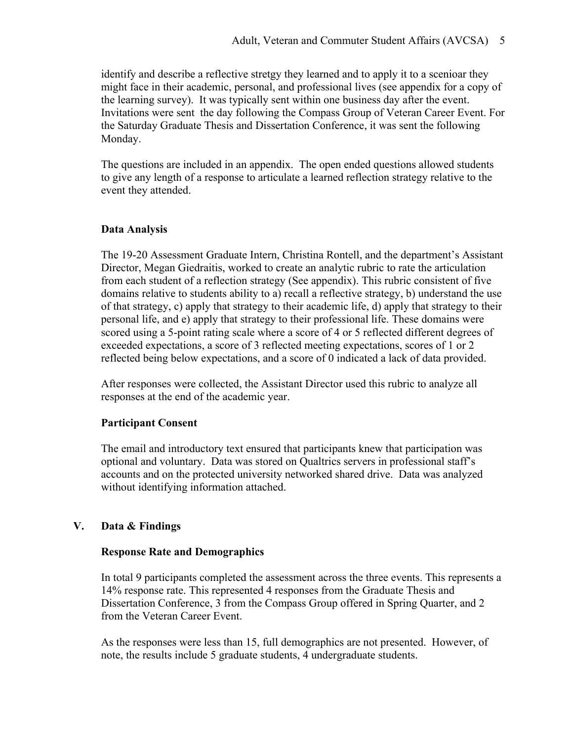identify and describe a reflective stretgy they learned and to apply it to a scenioar they might face in their academic, personal, and professional lives (see appendix for a copy of the learning survey). It was typically sent within one business day after the event. Invitations were sent the day following the Compass Group of Veteran Career Event. For the Saturday Graduate Thesis and Dissertation Conference, it was sent the following Monday.

The questions are included in an appendix. The open ended questions allowed students to give any length of a response to articulate a learned reflection strategy relative to the event they attended.

### Data Analysis

The 19-20 Assessment Graduate Intern, Christina Rontell, and the department's Assistant Director, Megan Giedraitis, worked to create an analytic rubric to rate the articulation from each student of a reflection strategy (See appendix). This rubric consistent of five domains relative to students ability to a) recall a reflective strategy, b) understand the use of that strategy, c) apply that strategy to their academic life, d) apply that strategy to their personal life, and e) apply that strategy to their professional life. These domains were scored using a 5-point rating scale where a score of 4 or 5 reflected different degrees of exceeded expectations, a score of 3 reflected meeting expectations, scores of 1 or 2 reflected being below expectations, and a score of 0 indicated a lack of data provided.

After responses were collected, the Assistant Director used this rubric to analyze all responses at the end of the academic year.

### Participant Consent

The email and introductory text ensured that participants knew that participation was optional and voluntary. Data was stored on Qualtrics servers in professional staff's accounts and on the protected university networked shared drive. Data was analyzed without identifying information attached.

## V. Data & Findings

### Response Rate and Demographics

In total 9 participants completed the assessment across the three events. This represents a 14% response rate. This represented 4 responses from the Graduate Thesis and Dissertation Conference, 3 from the Compass Group offered in Spring Quarter, and 2 from the Veteran Career Event.

As the responses were less than 15, full demographics are not presented. However, of note, the results include 5 graduate students, 4 undergraduate students.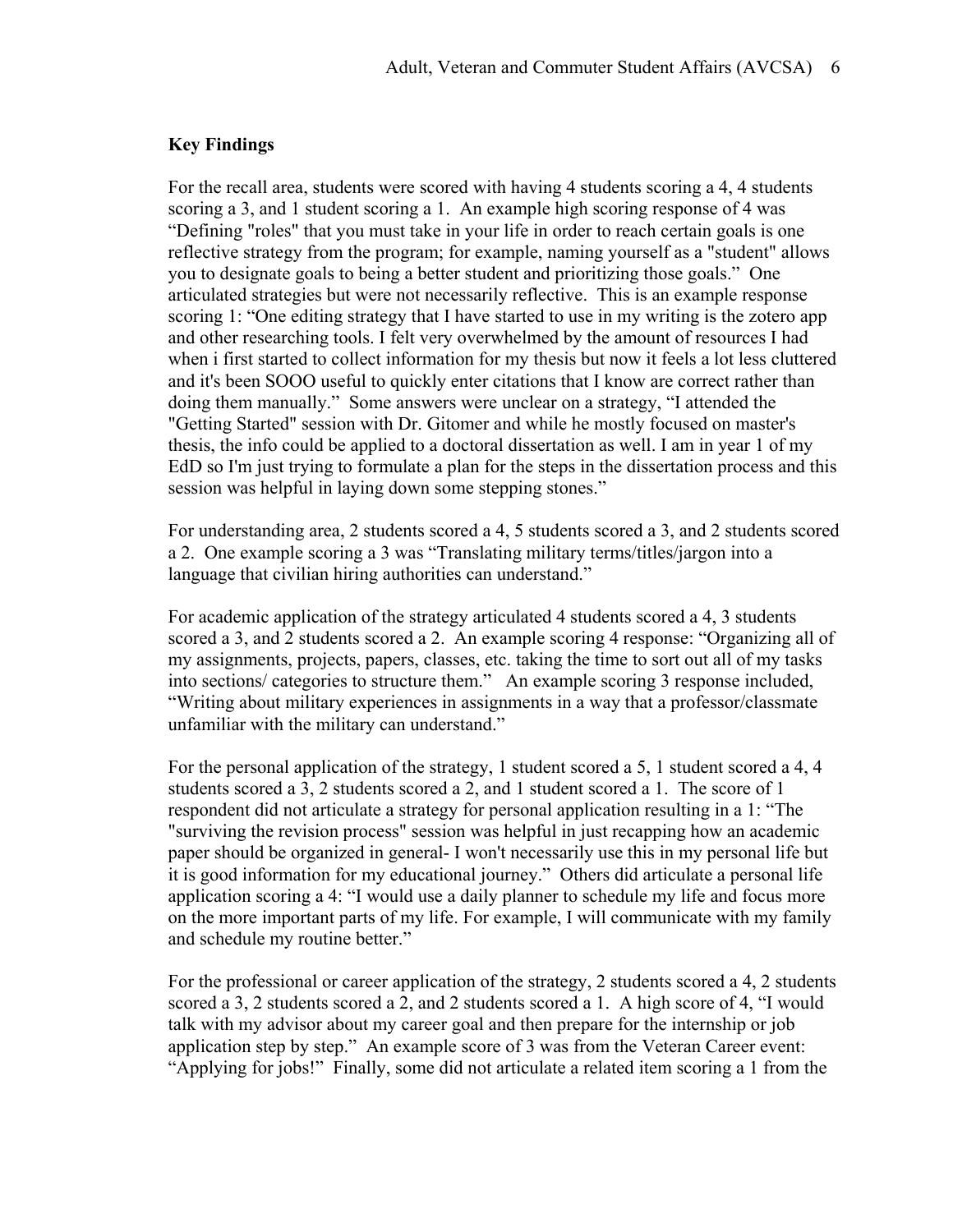**Key Findings**

For the recall area, students were scored with having 4 students scoring a 4, 4 students scoring a 3, and 1 student scoring a 1. An example high scoring response of 4 was "Defining "roles" that you must take in your life in order to reach certain goals is one reflective strategy from the program; for example, naming yourself as a "student" allows you to designate goals to being a better student and prioritizing those goals." One articulated strategies but were not necessarily reflective. This is an example response scoring 1: "One editing strategy that I have started to use in my writing is the zotero app and other researching tools. I felt very overwhelmed by the amount of resources I had when i first started to collect information for my thesis but now it feels a lot less cluttered and it's been SOOO useful to quickly enter citations that I know are correct rather than doing them manually." Some answers were unclear on a strategy, "I attended the "Getting Started" session with Dr. Gitomer and while he mostly focused on master's thesis, the info could be applied to a doctoral dissertation as well. I am in year 1 of my EdD so I'm just trying to formulate a plan for the steps in the dissertation process and this session was helpful in laying down some stepping stones."

For understanding area, 2 students scored a 4, 5 students scored a 3, and 2 students scored a 2. One example scoring a 3 was "Translating military terms/titles/jargon into a language that civilian hiring authorities can understand."

For academic application of the strategy articulated 4 students scored a 4, 3 students scored a 3, and 2 students scored a 2. An example scoring 4 response: "Organizing all of my assignments, projects, papers, classes, etc. taking the time to sort out all of my tasks into sections/ categories to structure them." An example scoring 3 response included, "Writing about military experiences in assignments in a way that a professor/classmate unfamiliar with the military can understand."

For the personal application of the strategy, 1 student scored a 5, 1 student scored a 4, 4 students scored a 3, 2 students scored a 2, and 1 student scored a 1. The score of 1 respondent did not articulate a strategy for personal application resulting in a 1: "The "surviving the revision process" session was helpful in just recapping how an academic paper should be organized in general- I won't necessarily use this in my personal life but it is good information for my educational journey." Others did articulate a personal life application scoring a 4: "I would use a daily planner to schedule my life and focus more on the more important parts of my life. For example, I will communicate with my family and schedule my routine better."

For the professional or career application of the strategy, 2 students scored a 4, 2 students scored a 3, 2 students scored a 2, and 2 students scored a 1. A high score of 4, "I would talk with my advisor about my career goal and then prepare for the internship or job application step by step." An example score of 3 was from the Veteran Career event: "Applying for jobs!" Finally, some did not articulate a related item scoring a 1 from the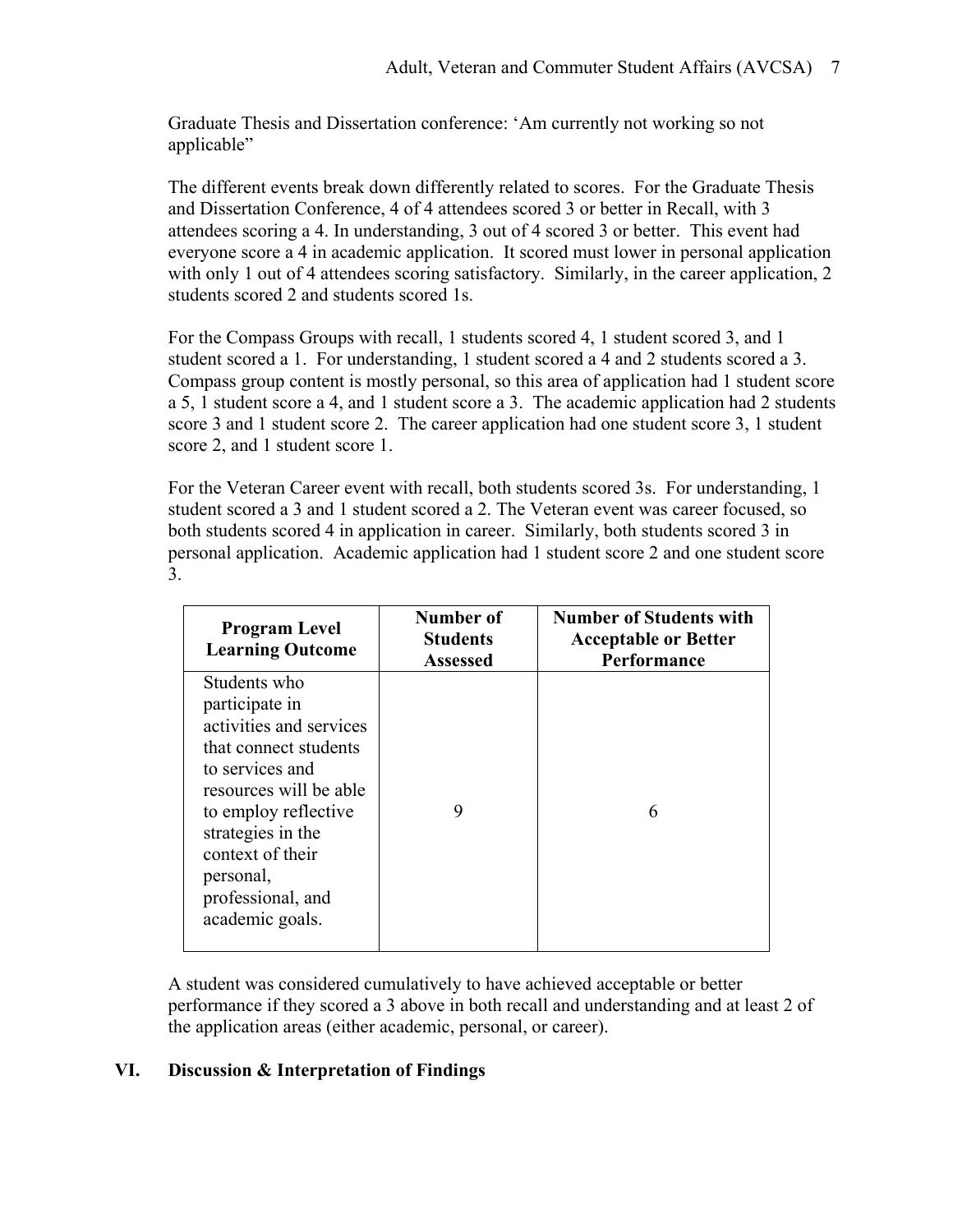Graduate Thesis and Dissertation conference: 'Am currently not working so not applicable"

The different events break down differently related to scores. For the Graduate Thesis and Dissertation Conference, 4 of 4 attendees scored 3 or better in Recall, with 3 attendees scoring a 4. In understanding, 3 out of 4 scored 3 or better. This event had everyone score a 4 in academic application. It scored must lower in personal application with only 1 out of 4 attendees scoring satisfactory. Similarly, in the career application, 2 students scored 2 and students scored 1s.

For the Compass Groups with recall, 1 students scored 4, 1 student scored 3, and 1 student scored a 1. For understanding, 1 student scored a 4 and 2 students scored a 3. Compass group content is mostly personal, so this area of application had 1 student score a 5, 1 student score a 4, and 1 student score a 3. The academic application had 2 students score 3 and 1 student score 2. The career application had one student score 3, 1 student score 2, and 1 student score 1.

For the Veteran Career event with recall, both students scored 3s. For understanding, 1 student scored a 3 and 1 student scored a 2. The Veteran event was career focused, so both students scored 4 in application in career. Similarly, both students scored 3 in personal application. Academic application had 1 student score 2 and one student score 3.

| Program Level Learning Outcome | Number of Students Assessed | Number of Students with Acceptable or Better Performance |
|---|---|---|
| Students who participate in activities and services that connect students to services and resources will be able to employ reflective strategies in the context of their personal, professional, and academic goals. | 9 | 6 |

A student was considered cumulatively to have achieved acceptable or better performance if they scored a 3 above in both recall and understanding and at least 2 of the application areas (either academic, personal, or career).

## VI. Discussion & Interpretation of Findings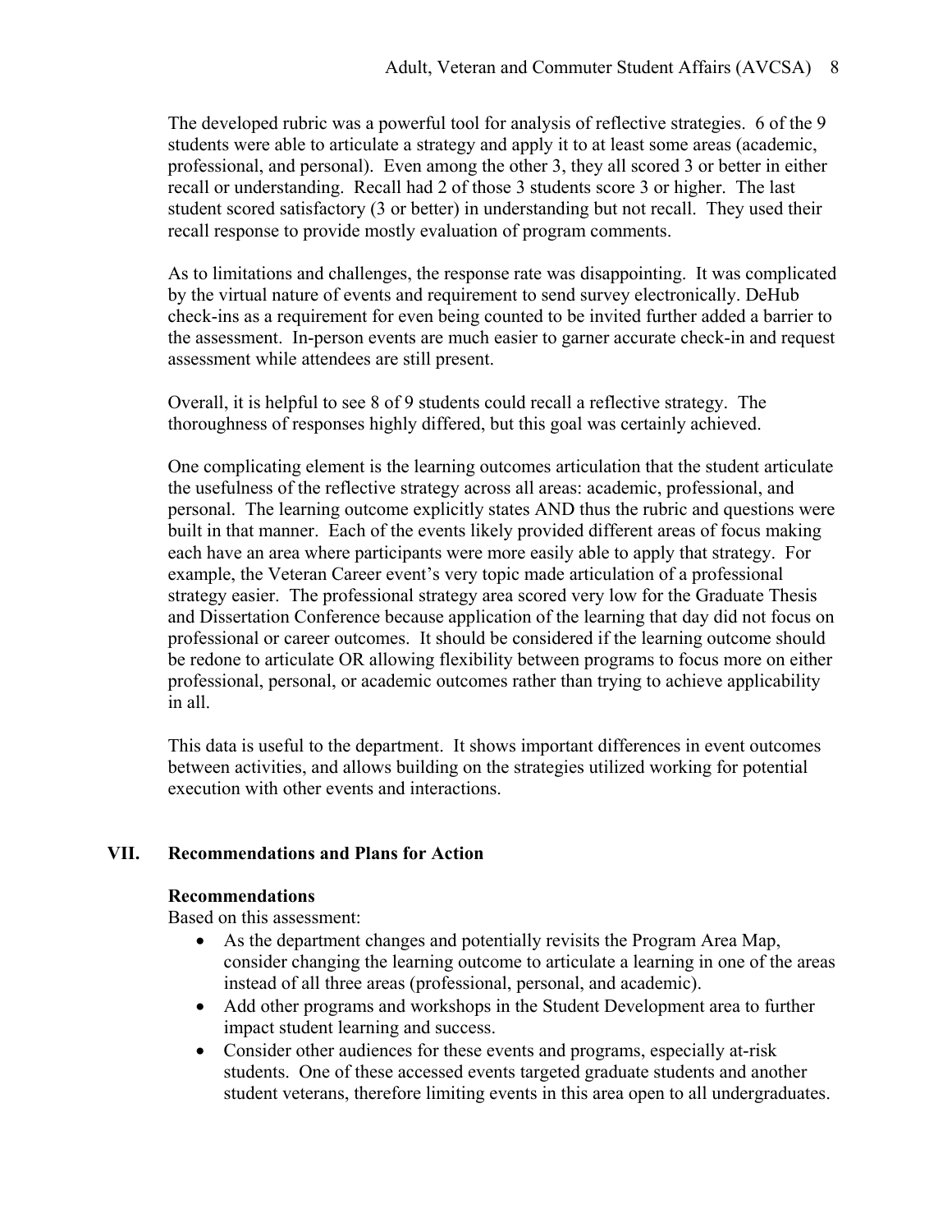The developed rubric was a powerful tool for analysis of reflective strategies. 6 of the 9 students were able to articulate a strategy and apply it to at least some areas (academic, professional, and personal). Even among the other 3, they all scored 3 or better in either recall or understanding. Recall had 2 of those 3 students score 3 or higher. The last student scored satisfactory (3 or better) in understanding but not recall. They used their recall response to provide mostly evaluation of program comments.

As to limitations and challenges, the response rate was disappointing. It was complicated by the virtual nature of events and requirement to send survey electronically. DeHub check-ins as a requirement for even being counted to be invited further added a barrier to the assessment. In-person events are much easier to garner accurate check-in and request assessment while attendees are still present.

Overall, it is helpful to see 8 of 9 students could recall a reflective strategy. The thoroughness of responses highly differed, but this goal was certainly achieved.

One complicating element is the learning outcomes articulation that the student articulate the usefulness of the reflective strategy across all areas: academic, professional, and personal. The learning outcome explicitly states AND thus the rubric and questions were built in that manner. Each of the events likely provided different areas of focus making each have an area where participants were more easily able to apply that strategy. For example, the Veteran Career event's very topic made articulation of a professional strategy easier. The professional strategy area scored very low for the Graduate Thesis and Dissertation Conference because application of the learning that day did not focus on professional or career outcomes. It should be considered if the learning outcome should be redone to articulate OR allowing flexibility between programs to focus more on either professional, personal, or academic outcomes rather than trying to achieve applicability in all.

This data is useful to the department. It shows important differences in event outcomes between activities, and allows building on the strategies utilized working for potential execution with other events and interactions.

## VII. Recommendations and Plans for Action

**Recommendations**

Based on this assessment:

- As the department changes and potentially revisits the Program Area Map, consider changing the learning outcome to articulate a learning in one of the areas instead of all three areas (professional, personal, and academic).
- Add other programs and workshops in the Student Development area to further impact student learning and success.
- Consider other audiences for these events and programs, especially at-risk students. One of these accessed events targeted graduate students and another student veterans, therefore limiting events in this area open to all undergraduates.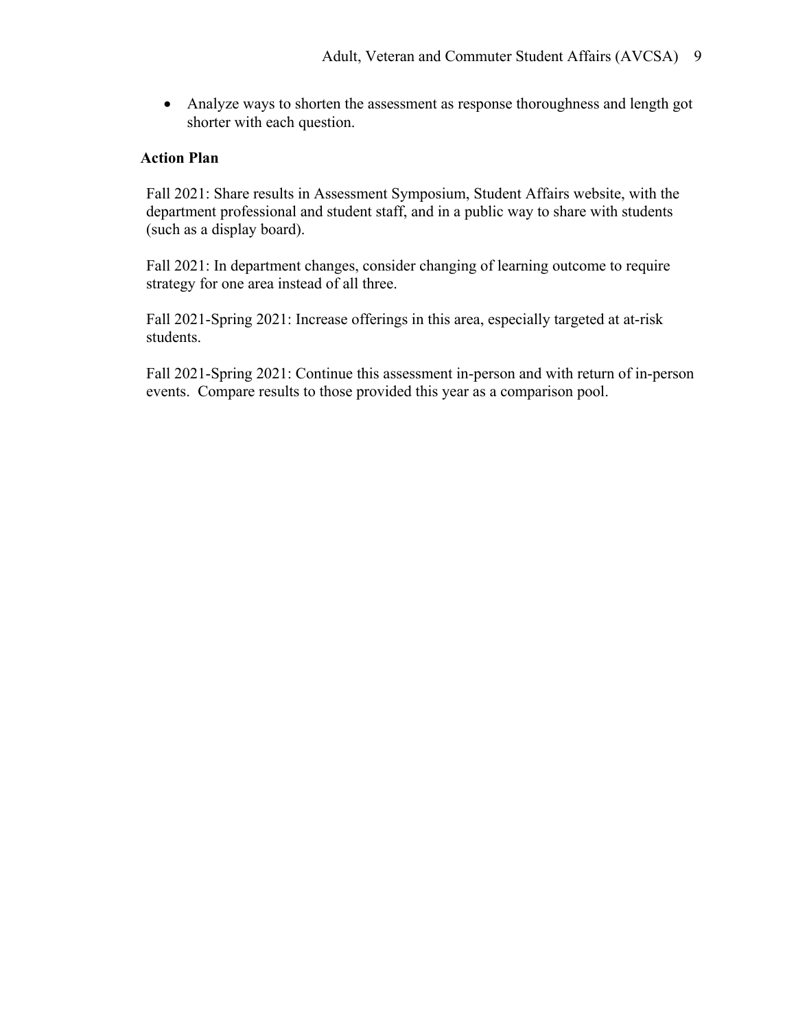- Analyze ways to shorten the assessment as response thoroughness and length got shorter with each question.

**Action Plan**

Fall 2021: Share results in Assessment Symposium, Student Affairs website, with the department professional and student staff, and in a public way to share with students (such as a display board).

Fall 2021: In department changes, consider changing of learning outcome to require strategy for one area instead of all three.

Fall 2021-Spring 2021: Increase offerings in this area, especially targeted at at-risk students.

Fall 2021-Spring 2021: Continue this assessment in-person and with return of in-person events. Compare results to those provided this year as a comparison pool.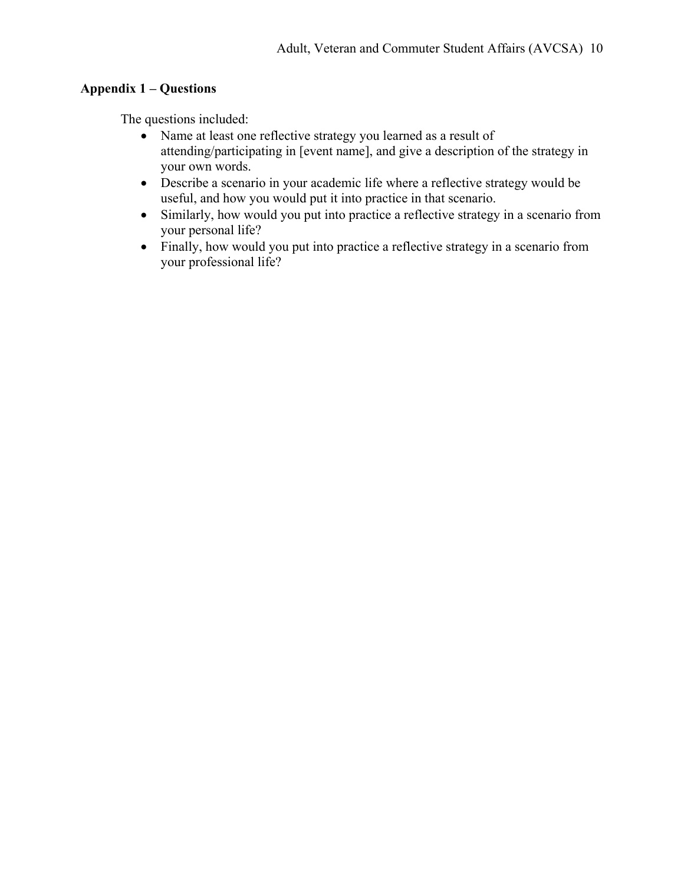**Appendix 1 – Questions**

The questions included:

- Name at least one reflective strategy you learned as a result of attending/participating in [event name], and give a description of the strategy in your own words.
- Describe a scenario in your academic life where a reflective strategy would be useful, and how you would put it into practice in that scenario.
- Similarly, how would you put into practice a reflective strategy in a scenario from your personal life?
- Finally, how would you put into practice a reflective strategy in a scenario from your professional life?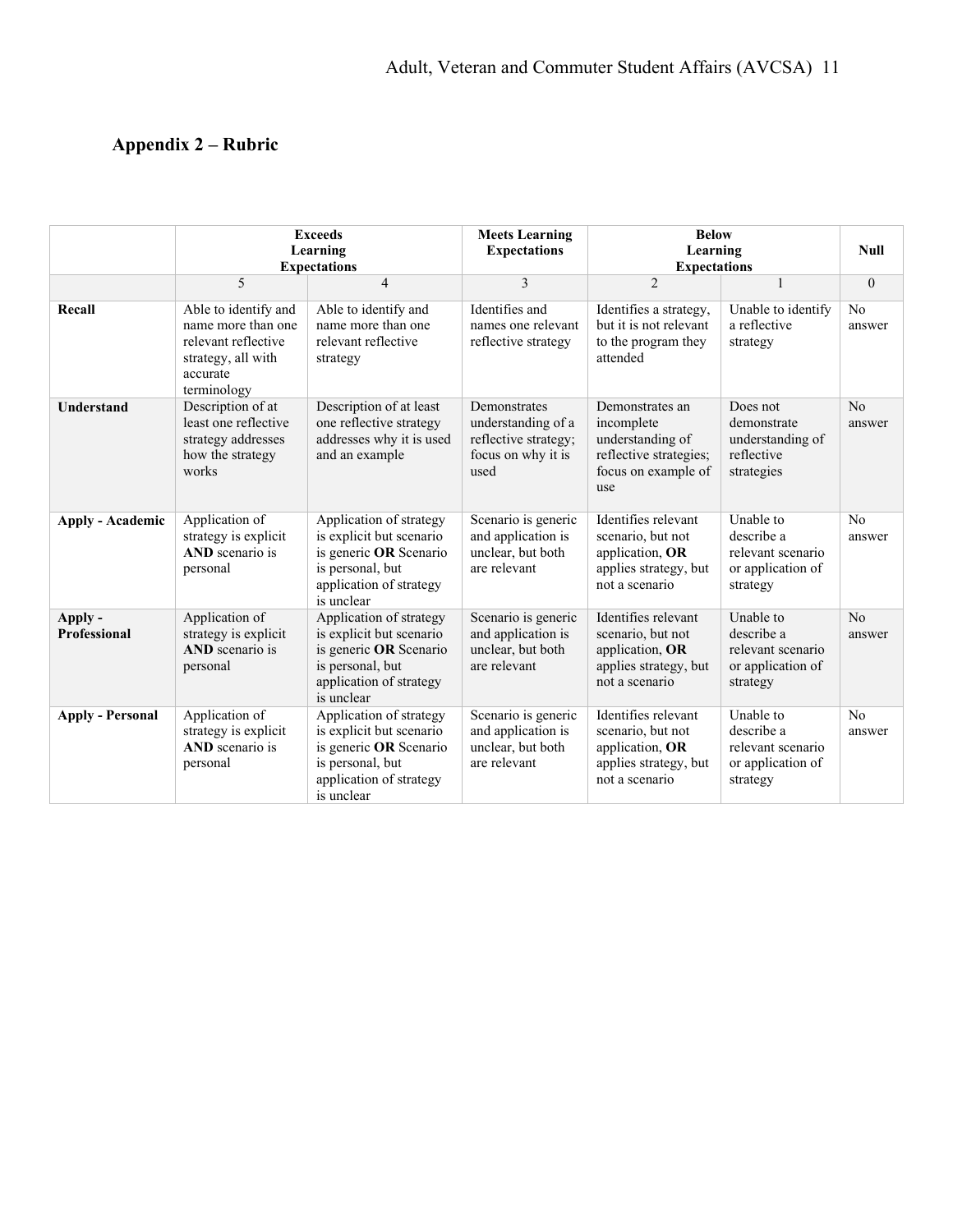## Appendix 2 – Rubric

| | Exceeds Learning Expectations | | Meets Learning Expectations | Below Learning Expectations | | Null |
|---|---|---|---|---|---|---|
| | 5 | 4 | 3 | 2 | 1 | 0 |
| **Recall** | Able to identify and name more than one relevant reflective strategy, all with accurate terminology | Able to identify and name more than one relevant reflective strategy | Identifies and names one relevant reflective strategy | Identifies a strategy, but it is not relevant to the program they attended | Unable to identify a reflective strategy | No answer |
| **Understand** | Description of at least one reflective strategy addresses how the strategy works | Description of at least one reflective strategy addresses why it is used and an example | Demonstrates understanding of a reflective strategy; focus on why it is used | Demonstrates an incomplete understanding of reflective strategies; focus on example of use | Does not demonstrate understanding of reflective strategies | No answer |
| **Apply - Academic** | Application of strategy is explicit **AND** scenario is personal | Application of strategy is explicit but scenario is generic **OR** Scenario is personal, but application of strategy is unclear | Scenario is generic and application is unclear, but both are relevant | Identifies relevant scenario, but not application, **OR** applies strategy, but not a scenario | Unable to describe a relevant scenario or application of strategy | No answer |
| **Apply - Professional** | Application of strategy is explicit **AND** scenario is personal | Application of strategy is explicit but scenario is generic **OR** Scenario is personal, but application of strategy is unclear | Scenario is generic and application is unclear, but both are relevant | Identifies relevant scenario, but not application, **OR** applies strategy, but not a scenario | Unable to describe a relevant scenario or application of strategy | No answer |
| **Apply - Personal** | Application of strategy is explicit **AND** scenario is personal | Application of strategy is explicit but scenario is generic **OR** Scenario is personal, but application of strategy is unclear | Scenario is generic and application is unclear, but both are relevant | Identifies relevant scenario, but not application, **OR** applies strategy, but not a scenario | Unable to describe a relevant scenario or application of strategy | No answer |